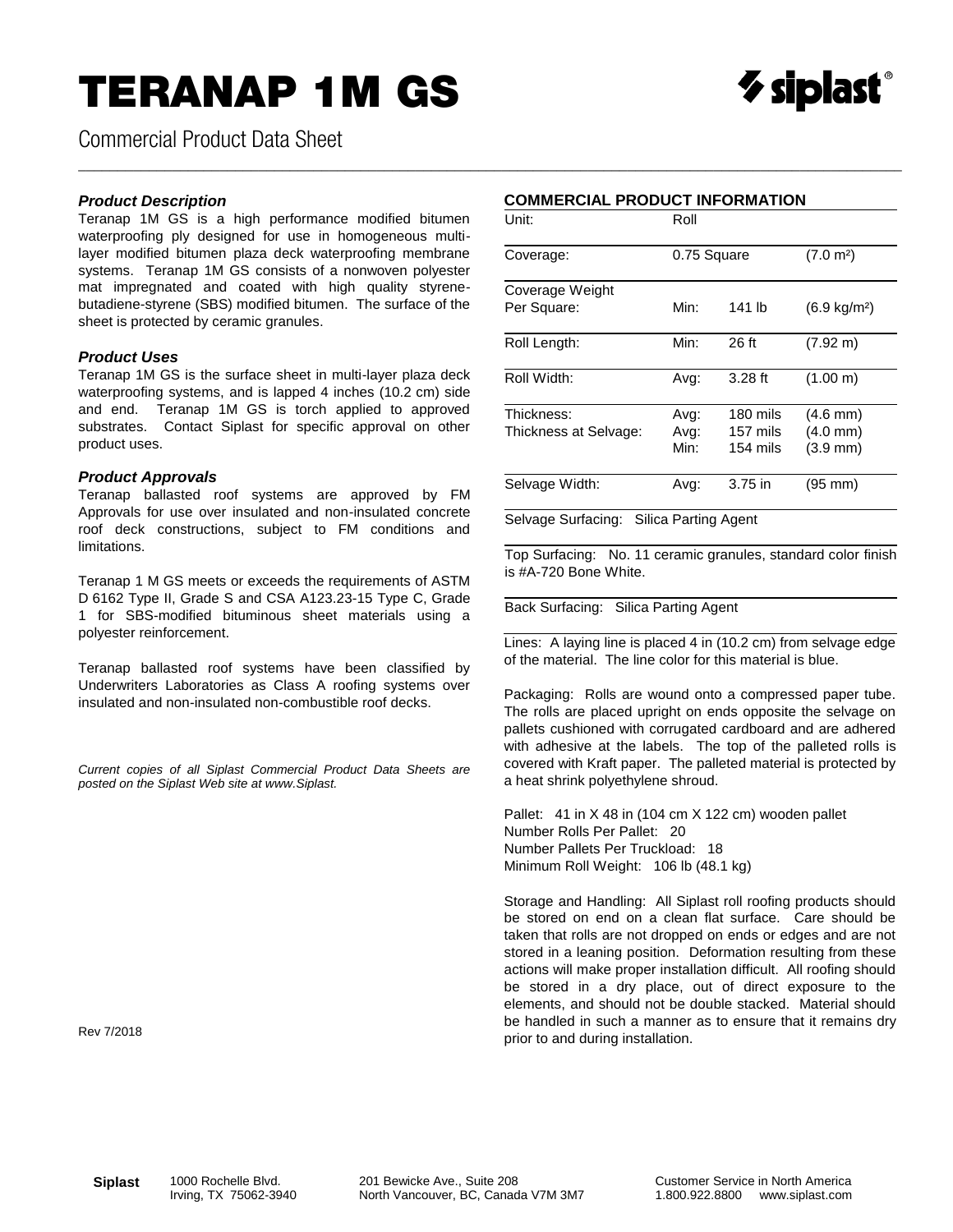# TERANAP 1M GS

Commercial Product Data Sheet

### *Product Description*

Teranap 1M GS is a high performance modified bitumen waterproofing ply designed for use in homogeneous multi-layer modified bitumen plaza deck waterproofing membrane systems. Teranap 1M GS consists of a nonwoven polyester mat impregnated and coated with high quality styrene-butadiene-styrene (SBS) modified bitumen. The surface of the sheet is protected by ceramic granules.

### *Product Uses*

Teranap 1M GS is the surface sheet in multi-layer plaza deck waterproofing systems, and is lapped 4 inches (10.2 cm) side and end. Teranap 1M GS is torch applied to approved substrates. Contact Siplast for specific approval on other product uses.

### *Product Approvals*

Teranap ballasted roof systems are approved by FM Approvals for use over insulated and non-insulated concrete roof deck constructions, subject to FM conditions and limitations.

Teranap 1 M GS meets or exceeds the requirements of ASTM D 6162 Type II, Grade S and CSA A123.23-15 Type C, Grade 1 for SBS-modified bituminous sheet materials using a polyester reinforcement.

Teranap ballasted roof systems have been classified by Underwriters Laboratories as Class A roofing systems over insulated and non-insulated non-combustible roof decks.

*Current copies of all Siplast Commercial Product Data Sheets are posted on the Siplast Web site at www.Siplast.*

Rev 7/2018

### COMMERCIAL PRODUCT INFORMATION

| | | | |
|---|---|---|---|
| Unit: | Roll | | |
| Coverage: | 0.75 Square | | (7.0 m²) |
| Coverage Weight Per Square: | Min: | 141 lb | (6.9 kg/m²) |
| Roll Length: | Min: | 26 ft | (7.92 m) |
| Roll Width: | Avg: | 3.28 ft | (1.00 m) |
| Thickness: | Avg: | 180 mils | (4.6 mm) |
| Thickness at Selvage: | Avg: | 157 mils | (4.0 mm) |
| | Min: | 154 mils | (3.9 mm) |
| Selvage Width: | Avg: | 3.75 in | (95 mm) |

Selvage Surfacing: Silica Parting Agent

Top Surfacing: No. 11 ceramic granules, standard color finish is #A-720 Bone White.

Back Surfacing: Silica Parting Agent

Lines: A laying line is placed 4 in (10.2 cm) from selvage edge of the material. The line color for this material is blue.

Packaging: Rolls are wound onto a compressed paper tube. The rolls are placed upright on ends opposite the selvage on pallets cushioned with corrugated cardboard and are adhered with adhesive at the labels. The top of the palleted rolls is covered with Kraft paper. The palleted material is protected by a heat shrink polyethylene shroud.

Pallet: 41 in X 48 in (104 cm X 122 cm) wooden pallet
Number Rolls Per Pallet: 20
Number Pallets Per Truckload: 18
Minimum Roll Weight: 106 lb (48.1 kg)

Storage and Handling: All Siplast roll roofing products should be stored on end on a clean flat surface. Care should be taken that rolls are not dropped on ends or edges and are not stored in a leaning position. Deformation resulting from these actions will make proper installation difficult. All roofing should be stored in a dry place, out of direct exposure to the elements, and should not be double stacked. Material should be handled in such a manner as to ensure that it remains dry prior to and during installation.

**Siplast** 1000 Rochelle Blvd. Irving, TX 75062-3940 | 201 Bewicke Ave., Suite 208 North Vancouver, BC, Canada V7M 3M7 | Customer Service in North America 1.800.922.8800 www.siplast.com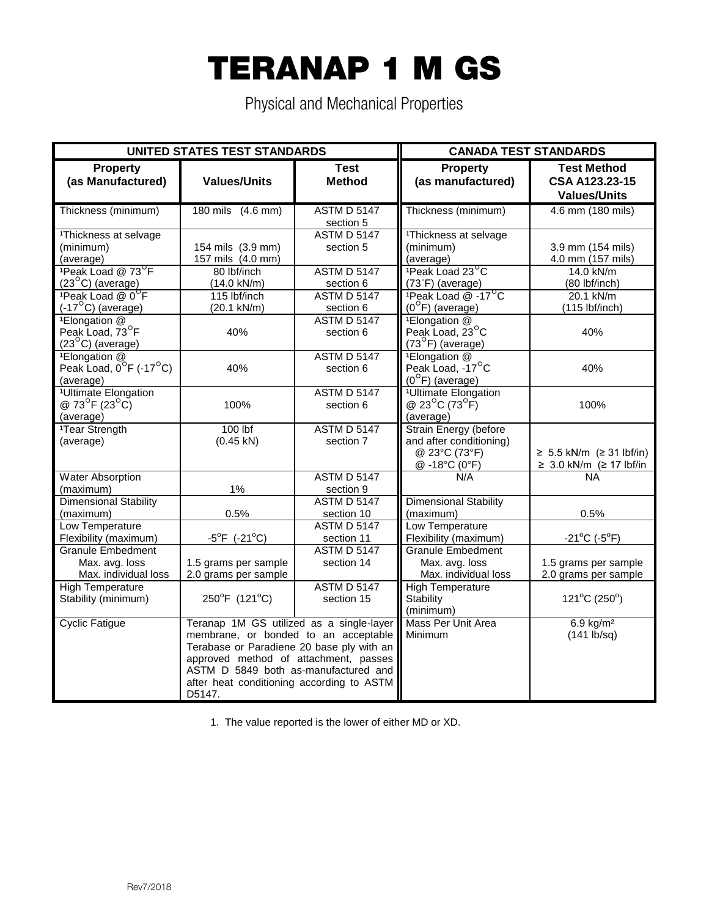# TERANAP 1 M GS

Physical and Mechanical Properties

| UNITED STATES TEST STANDARDS | | | CANADA TEST STANDARDS | |
|---|---|---|---|---|
| **Property (as Manufactured)** | **Values/Units** | **Test Method** | **Property (as manufactured)** | **Test Method CSA A123.23-15 Values/Units** |
| Thickness (minimum) | 180 mils (4.6 mm) | ASTM D 5147 section 5 | Thickness (minimum) | 4.6 mm (180 mils) |
| [1]Thickness at selvage (minimum) (average) | 154 mils (3.9 mm) 157 mils (4.0 mm) | ASTM D 5147 section 5 | [1]Thickness at selvage (minimum) (average) | 3.9 mm (154 mils) 4.0 mm (157 mils) |
| [1]Peak Load @ 73°F (23°C) (average) | 80 lbf/inch (14.0 kN/m) | ASTM D 5147 section 6 | [1]Peak Load 23°C (73°F) (average) | 14.0 kN/m (80 lbf/inch) |
| [1]Peak Load @ 0°F (-17°C) (average) | 115 lbf/inch (20.1 kN/m) | ASTM D 5147 section 6 | [1]Peak Load @ -17°C (0°F) (average) | 20.1 kN/m (115 lbf/inch) |
| [1]Elongation @ Peak Load, 73°F (23°C) (average) | 40% | ASTM D 5147 section 6 | [1]Elongation @ Peak Load, 23°C (73°F) (average) | 40% |
| [1]Elongation @ Peak Load, 0°F (-17°C) (average) | 40% | ASTM D 5147 section 6 | [1]Elongation @ Peak Load, -17°C (0°F) (average) | 40% |
| [1]Ultimate Elongation @ 73°F (23°C) (average) | 100% | ASTM D 5147 section 6 | [1]Ultimate Elongation @ 23°C (73°F) (average) | 100% |
| [1]Tear Strength (average) | 100 lbf (0.45 kN) | ASTM D 5147 section 7 | Strain Energy (before and after conditioning) @ 23°C (73°F) @ -18°C (0°F) | ≥ 5.5 kN/m (≥ 31 lbf/in) ≥ 3.0 kN/m (≥ 17 lbf/in |
| Water Absorption (maximum) | 1% | ASTM D 5147 section 9 | N/A | NA |
| Dimensional Stability (maximum) | 0.5% | ASTM D 5147 section 10 | Dimensional Stability (maximum) | 0.5% |
| Low Temperature Flexibility (maximum) | -5°F (-21°C) | ASTM D 5147 section 11 | Low Temperature Flexibility (maximum) | -21°C (-5°F) |
| Granule Embedment Max. avg. loss Max. individual loss | 1.5 grams per sample 2.0 grams per sample | ASTM D 5147 section 14 | Granule Embedment Max. avg. loss Max. individual loss | 1.5 grams per sample 2.0 grams per sample |
| High Temperature Stability (minimum) | 250°F (121°C) | ASTM D 5147 section 15 | High Temperature Stability (minimum) | 121°C (250°) |
| Cyclic Fatigue | Teranap 1M GS utilized as a single-layer membrane, or bonded to an acceptable Terabase or Paradiene 20 base ply with an approved method of attachment, passes ASTM D 5849 both as-manufactured and after heat conditioning according to ASTM D5147. | | Mass Per Unit Area Minimum | 6.9 kg/m² (141 lb/sq) |

1. The value reported is the lower of either MD or XD.

Rev7/2018